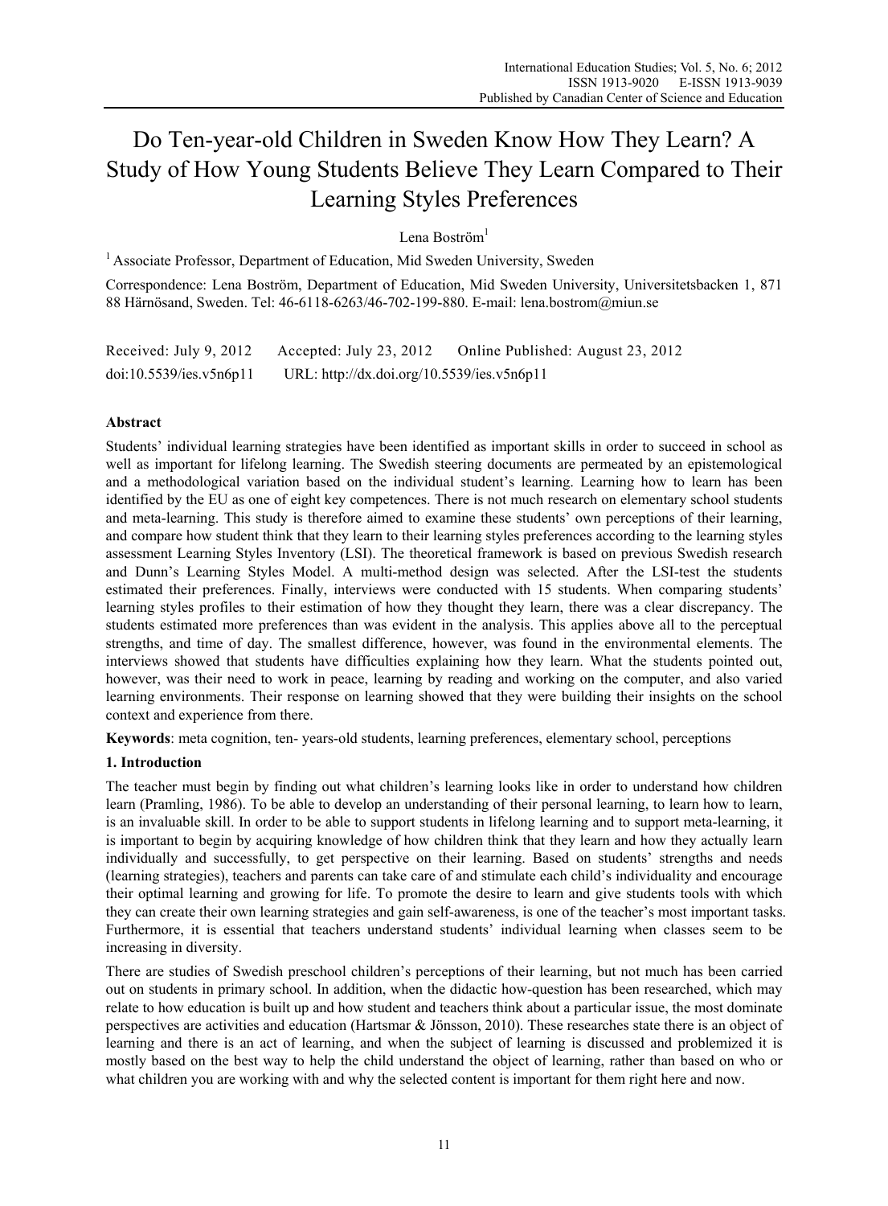# Do Ten-year-old Children in Sweden Know How They Learn? A Study of How Young Students Believe They Learn Compared to Their Learning Styles Preferences

Lena Boström[1]

[1] Associate Professor, Department of Education, Mid Sweden University, Sweden

Correspondence: Lena Boström, Department of Education, Mid Sweden University, Universitetsbacken 1, 871 88 Härnösand, Sweden. Tel: 46-6118-6263/46-702-199-880. E-mail: lena.bostrom@miun.se

Received: July 9, 2012  Accepted: July 23, 2012  Online Published: August 23, 2012

doi:10.5539/ies.v5n6p11  URL: http://dx.doi.org/10.5539/ies.v5n6p11

## Abstract

Students' individual learning strategies have been identified as important skills in order to succeed in school as well as important for lifelong learning. The Swedish steering documents are permeated by an epistemological and a methodological variation based on the individual student's learning. Learning how to learn has been identified by the EU as one of eight key competences. There is not much research on elementary school students and meta-learning. This study is therefore aimed to examine these students' own perceptions of their learning, and compare how student think that they learn to their learning styles preferences according to the learning styles assessment Learning Styles Inventory (LSI). The theoretical framework is based on previous Swedish research and Dunn's Learning Styles Model. A multi-method design was selected. After the LSI-test the students estimated their preferences. Finally, interviews were conducted with 15 students. When comparing students' learning styles profiles to their estimation of how they thought they learn, there was a clear discrepancy. The students estimated more preferences than was evident in the analysis. This applies above all to the perceptual strengths, and time of day. The smallest difference, however, was found in the environmental elements. The interviews showed that students have difficulties explaining how they learn. What the students pointed out, however, was their need to work in peace, learning by reading and working on the computer, and also varied learning environments. Their response on learning showed that they were building their insights on the school context and experience from there.

**Keywords**: meta cognition, ten- years-old students, learning preferences, elementary school, perceptions

## 1. Introduction

The teacher must begin by finding out what children's learning looks like in order to understand how children learn (Pramling, 1986). To be able to develop an understanding of their personal learning, to learn how to learn, is an invaluable skill. In order to be able to support students in lifelong learning and to support meta-learning, it is important to begin by acquiring knowledge of how children think that they learn and how they actually learn individually and successfully, to get perspective on their learning. Based on students' strengths and needs (learning strategies), teachers and parents can take care of and stimulate each child's individuality and encourage their optimal learning and growing for life. To promote the desire to learn and give students tools with which they can create their own learning strategies and gain self-awareness, is one of the teacher's most important tasks. Furthermore, it is essential that teachers understand students' individual learning when classes seem to be increasing in diversity.

There are studies of Swedish preschool children's perceptions of their learning, but not much has been carried out on students in primary school. In addition, when the didactic how-question has been researched, which may relate to how education is built up and how student and teachers think about a particular issue, the most dominate perspectives are activities and education (Hartsmar & Jönsson, 2010). These researches state there is an object of learning and there is an act of learning, and when the subject of learning is discussed and problemized it is mostly based on the best way to help the child understand the object of learning, rather than based on who or what children you are working with and why the selected content is important for them right here and now.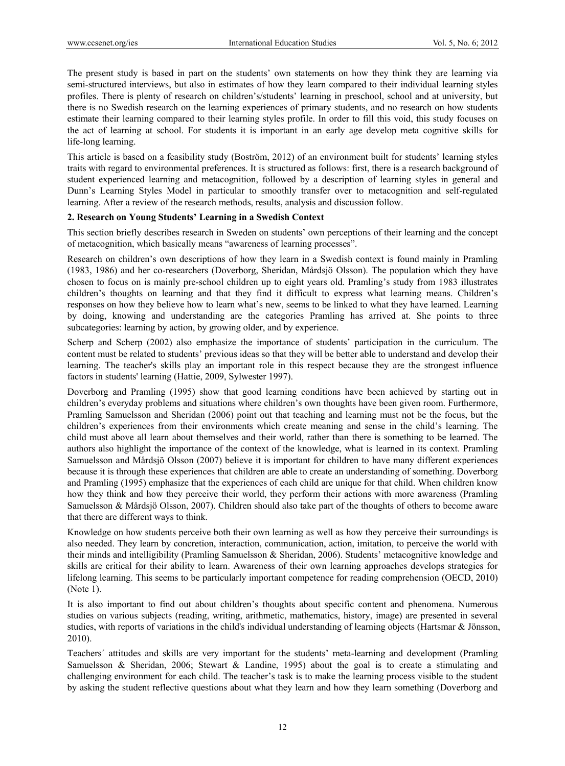The present study is based in part on the students' own statements on how they think they are learning via semi-structured interviews, but also in estimates of how they learn compared to their individual learning styles profiles. There is plenty of research on children's/students' learning in preschool, school and at university, but there is no Swedish research on the learning experiences of primary students, and no research on how students estimate their learning compared to their learning styles profile. In order to fill this void, this study focuses on the act of learning at school. For students it is important in an early age develop meta cognitive skills for life-long learning.

This article is based on a feasibility study (Boström, 2012) of an environment built for students' learning styles traits with regard to environmental preferences. It is structured as follows: first, there is a research background of student experienced learning and metacognition, followed by a description of learning styles in general and Dunn's Learning Styles Model in particular to smoothly transfer over to metacognition and self-regulated learning. After a review of the research methods, results, analysis and discussion follow.

## 2. Research on Young Students' Learning in a Swedish Context

This section briefly describes research in Sweden on students' own perceptions of their learning and the concept of metacognition, which basically means "awareness of learning processes".

Research on children's own descriptions of how they learn in a Swedish context is found mainly in Pramling (1983, 1986) and her co-researchers (Doverborg, Sheridan, Mårdsjö Olsson). The population which they have chosen to focus on is mainly pre-school children up to eight years old. Pramling's study from 1983 illustrates children's thoughts on learning and that they find it difficult to express what learning means. Children's responses on how they believe how to learn what's new, seems to be linked to what they have learned. Learning by doing, knowing and understanding are the categories Pramling has arrived at. She points to three subcategories: learning by action, by growing older, and by experience.

Scherp and Scherp (2002) also emphasize the importance of students' participation in the curriculum. The content must be related to students' previous ideas so that they will be better able to understand and develop their learning. The teacher's skills play an important role in this respect because they are the strongest influence factors in students' learning (Hattie, 2009, Sylwester 1997).

Doverborg and Pramling (1995) show that good learning conditions have been achieved by starting out in children's everyday problems and situations where children's own thoughts have been given room. Furthermore, Pramling Samuelsson and Sheridan (2006) point out that teaching and learning must not be the focus, but the children's experiences from their environments which create meaning and sense in the child's learning. The child must above all learn about themselves and their world, rather than there is something to be learned. The authors also highlight the importance of the context of the knowledge, what is learned in its context. Pramling Samuelsson and Mårdsjö Olsson (2007) believe it is important for children to have many different experiences because it is through these experiences that children are able to create an understanding of something. Doverborg and Pramling (1995) emphasize that the experiences of each child are unique for that child. When children know how they think and how they perceive their world, they perform their actions with more awareness (Pramling Samuelsson & Mårdsjö Olsson, 2007). Children should also take part of the thoughts of others to become aware that there are different ways to think.

Knowledge on how students perceive both their own learning as well as how they perceive their surroundings is also needed. They learn by concretion, interaction, communication, action, imitation, to perceive the world with their minds and intelligibility (Pramling Samuelsson & Sheridan, 2006). Students' metacognitive knowledge and skills are critical for their ability to learn. Awareness of their own learning approaches develops strategies for lifelong learning. This seems to be particularly important competence for reading comprehension (OECD, 2010) (Note 1).

It is also important to find out about children's thoughts about specific content and phenomena. Numerous studies on various subjects (reading, writing, arithmetic, mathematics, history, image) are presented in several studies, with reports of variations in the child's individual understanding of learning objects (Hartsmar & Jönsson, 2010).

Teachers´ attitudes and skills are very important for the students' meta-learning and development (Pramling Samuelsson & Sheridan, 2006; Stewart & Landine, 1995) about the goal is to create a stimulating and challenging environment for each child. The teacher's task is to make the learning process visible to the student by asking the student reflective questions about what they learn and how they learn something (Doverborg and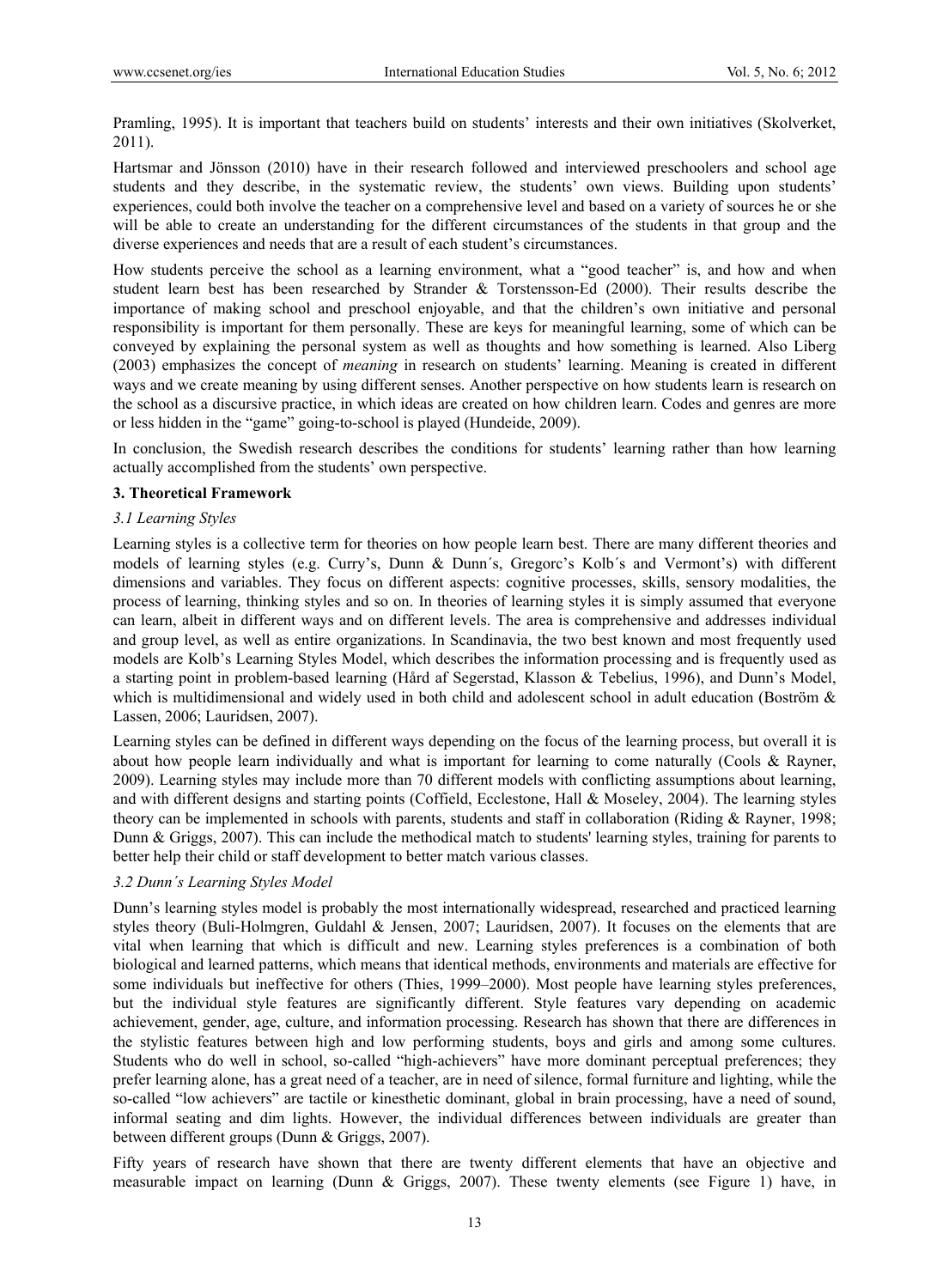Pramling, 1995). It is important that teachers build on students' interests and their own initiatives (Skolverket, 2011).

Hartsmar and Jönsson (2010) have in their research followed and interviewed preschoolers and school age students and they describe, in the systematic review, the students' own views. Building upon students' experiences, could both involve the teacher on a comprehensive level and based on a variety of sources he or she will be able to create an understanding for the different circumstances of the students in that group and the diverse experiences and needs that are a result of each student's circumstances.

How students perceive the school as a learning environment, what a "good teacher" is, and how and when student learn best has been researched by Strander & Torstensson-Ed (2000). Their results describe the importance of making school and preschool enjoyable, and that the children's own initiative and personal responsibility is important for them personally. These are keys for meaningful learning, some of which can be conveyed by explaining the personal system as well as thoughts and how something is learned. Also Liberg (2003) emphasizes the concept of *meaning* in research on students' learning. Meaning is created in different ways and we create meaning by using different senses. Another perspective on how students learn is research on the school as a discursive practice, in which ideas are created on how children learn. Codes and genres are more or less hidden in the "game" going-to-school is played (Hundeide, 2009).

In conclusion, the Swedish research describes the conditions for students' learning rather than how learning actually accomplished from the students' own perspective.

## 3. Theoretical Framework

### 3.1 Learning Styles

Learning styles is a collective term for theories on how people learn best. There are many different theories and models of learning styles (e.g. Curry's, Dunn & Dunn´s, Gregorc's Kolb´s and Vermont's) with different dimensions and variables. They focus on different aspects: cognitive processes, skills, sensory modalities, the process of learning, thinking styles and so on. In theories of learning styles it is simply assumed that everyone can learn, albeit in different ways and on different levels. The area is comprehensive and addresses individual and group level, as well as entire organizations. In Scandinavia, the two best known and most frequently used models are Kolb's Learning Styles Model, which describes the information processing and is frequently used as a starting point in problem-based learning (Hård af Segerstad, Klasson & Tebelius, 1996), and Dunn's Model, which is multidimensional and widely used in both child and adolescent school in adult education (Boström & Lassen, 2006; Lauridsen, 2007).

Learning styles can be defined in different ways depending on the focus of the learning process, but overall it is about how people learn individually and what is important for learning to come naturally (Cools & Rayner, 2009). Learning styles may include more than 70 different models with conflicting assumptions about learning, and with different designs and starting points (Coffield, Ecclestone, Hall & Moseley, 2004). The learning styles theory can be implemented in schools with parents, students and staff in collaboration (Riding & Rayner, 1998; Dunn & Griggs, 2007). This can include the methodical match to students' learning styles, training for parents to better help their child or staff development to better match various classes.

### 3.2 Dunn´s Learning Styles Model

Dunn's learning styles model is probably the most internationally widespread, researched and practiced learning styles theory (Buli-Holmgren, Guldahl & Jensen, 2007; Lauridsen, 2007). It focuses on the elements that are vital when learning that which is difficult and new. Learning styles preferences is a combination of both biological and learned patterns, which means that identical methods, environments and materials are effective for some individuals but ineffective for others (Thies, 1999–2000). Most people have learning styles preferences, but the individual style features are significantly different. Style features vary depending on academic achievement, gender, age, culture, and information processing. Research has shown that there are differences in the stylistic features between high and low performing students, boys and girls and among some cultures. Students who do well in school, so-called "high-achievers" have more dominant perceptual preferences; they prefer learning alone, has a great need of a teacher, are in need of silence, formal furniture and lighting, while the so-called "low achievers" are tactile or kinesthetic dominant, global in brain processing, have a need of sound, informal seating and dim lights. However, the individual differences between individuals are greater than between different groups (Dunn & Griggs, 2007).

Fifty years of research have shown that there are twenty different elements that have an objective and measurable impact on learning (Dunn & Griggs, 2007). These twenty elements (see Figure 1) have, in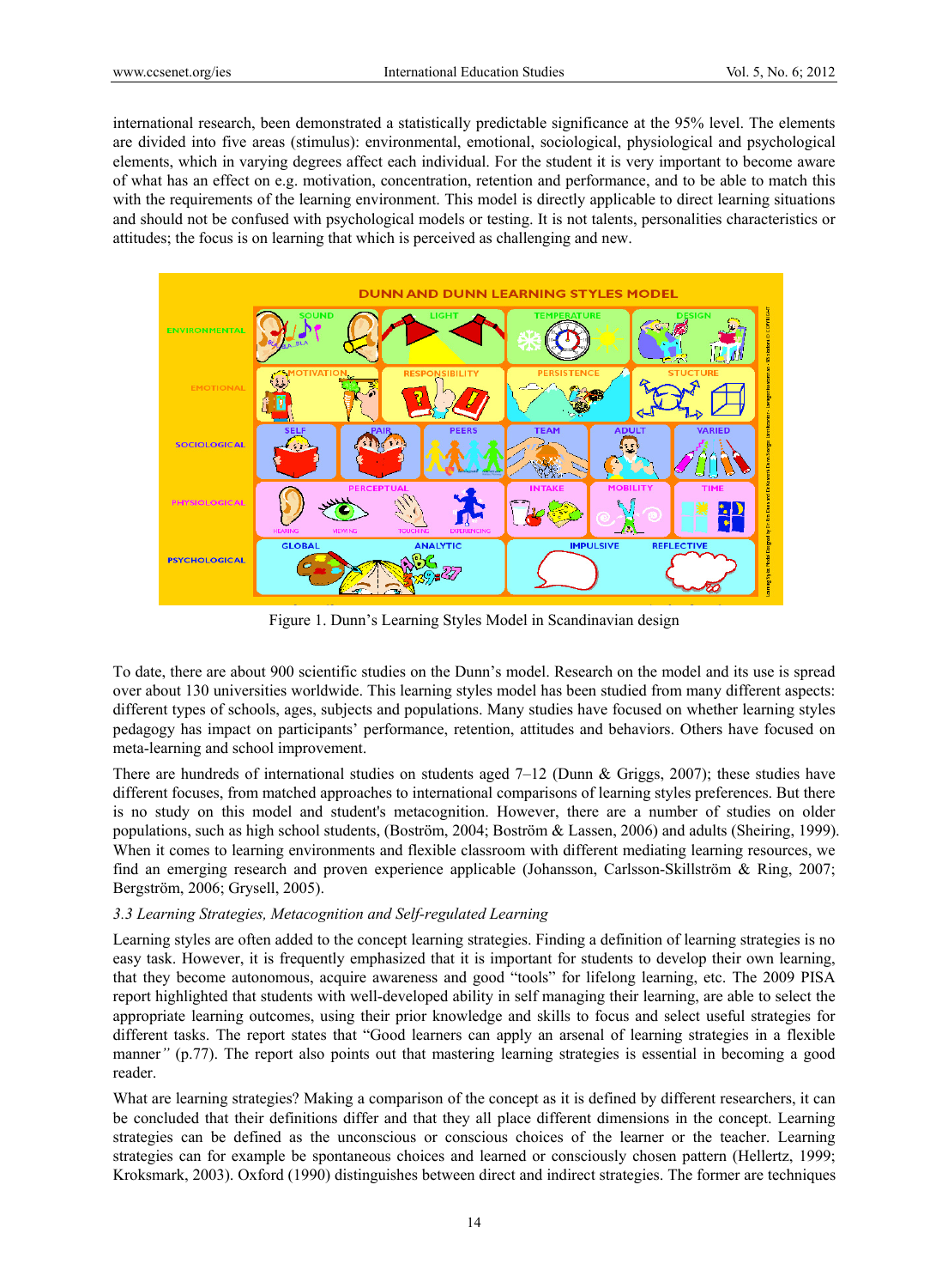international research, been demonstrated a statistically predictable significance at the 95% level. The elements are divided into five areas (stimulus): environmental, emotional, sociological, physiological and psychological elements, which in varying degrees affect each individual. For the student it is very important to become aware of what has an effect on e.g. motivation, concentration, retention and performance, and to be able to match this with the requirements of the learning environment. This model is directly applicable to direct learning situations and should not be confused with psychological models or testing. It is not talents, personalities characteristics or attitudes; the focus is on learning that which is perceived as challenging and new.

Figure 1. Dunn's Learning Styles Model in Scandinavian design

To date, there are about 900 scientific studies on the Dunn's model. Research on the model and its use is spread over about 130 universities worldwide. This learning styles model has been studied from many different aspects: different types of schools, ages, subjects and populations. Many studies have focused on whether learning styles pedagogy has impact on participants' performance, retention, attitudes and behaviors. Others have focused on meta-learning and school improvement.

There are hundreds of international studies on students aged 7–12 (Dunn & Griggs, 2007); these studies have different focuses, from matched approaches to international comparisons of learning styles preferences. But there is no study on this model and student's metacognition. However, there are a number of studies on older populations, such as high school students, (Boström, 2004; Boström & Lassen, 2006) and adults (Sheiring, 1999). When it comes to learning environments and flexible classroom with different mediating learning resources, we find an emerging research and proven experience applicable (Johansson, Carlsson-Skillström & Ring, 2007; Bergström, 2006; Grysell, 2005).

### *3.3 Learning Strategies, Metacognition and Self-regulated Learning*

Learning styles are often added to the concept learning strategies. Finding a definition of learning strategies is no easy task. However, it is frequently emphasized that it is important for students to develop their own learning, that they become autonomous, acquire awareness and good "tools" for lifelong learning, etc. The 2009 PISA report highlighted that students with well-developed ability in self managing their learning, are able to select the appropriate learning outcomes, using their prior knowledge and skills to focus and select useful strategies for different tasks. The report states that "Good learners can apply an arsenal of learning strategies in a flexible manner" (p.77). The report also points out that mastering learning strategies is essential in becoming a good reader.

What are learning strategies? Making a comparison of the concept as it is defined by different researchers, it can be concluded that their definitions differ and that they all place different dimensions in the concept. Learning strategies can be defined as the unconscious or conscious choices of the learner or the teacher. Learning strategies can for example be spontaneous choices and learned or consciously chosen pattern (Hellertz, 1999; Kroksmark, 2003). Oxford (1990) distinguishes between direct and indirect strategies. The former are techniques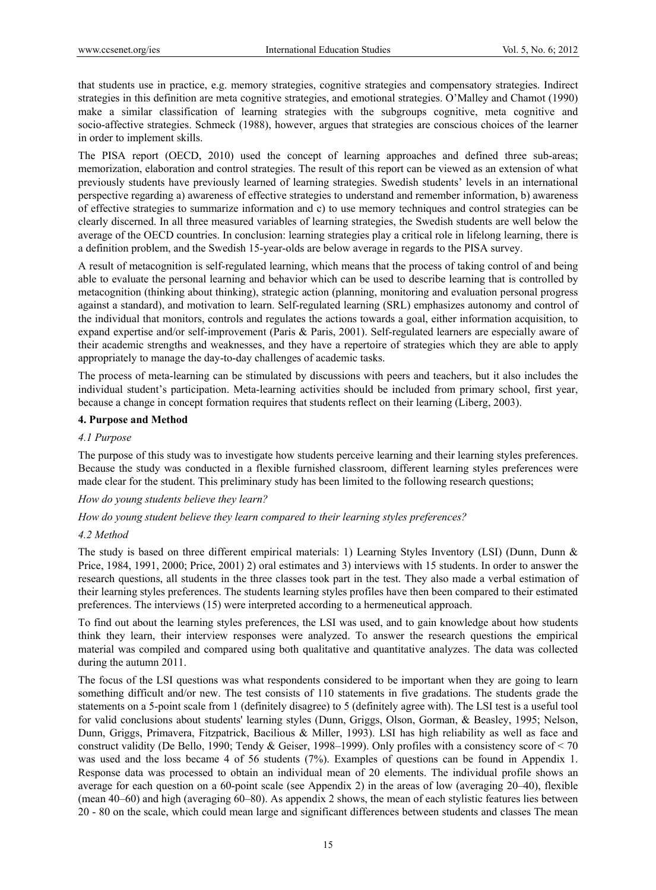that students use in practice, e.g. memory strategies, cognitive strategies and compensatory strategies. Indirect strategies in this definition are meta cognitive strategies, and emotional strategies. O'Malley and Chamot (1990) make a similar classification of learning strategies with the subgroups cognitive, meta cognitive and socio-affective strategies. Schmeck (1988), however, argues that strategies are conscious choices of the learner in order to implement skills.

The PISA report (OECD, 2010) used the concept of learning approaches and defined three sub-areas; memorization, elaboration and control strategies. The result of this report can be viewed as an extension of what previously students have previously learned of learning strategies. Swedish students' levels in an international perspective regarding a) awareness of effective strategies to understand and remember information, b) awareness of effective strategies to summarize information and c) to use memory techniques and control strategies can be clearly discerned. In all three measured variables of learning strategies, the Swedish students are well below the average of the OECD countries. In conclusion: learning strategies play a critical role in lifelong learning, there is a definition problem, and the Swedish 15-year-olds are below average in regards to the PISA survey.

A result of metacognition is self-regulated learning, which means that the process of taking control of and being able to evaluate the personal learning and behavior which can be used to describe learning that is controlled by metacognition (thinking about thinking), strategic action (planning, monitoring and evaluation personal progress against a standard), and motivation to learn. Self-regulated learning (SRL) emphasizes autonomy and control of the individual that monitors, controls and regulates the actions towards a goal, either information acquisition, to expand expertise and/or self-improvement (Paris & Paris, 2001). Self-regulated learners are especially aware of their academic strengths and weaknesses, and they have a repertoire of strategies which they are able to apply appropriately to manage the day-to-day challenges of academic tasks.

The process of meta-learning can be stimulated by discussions with peers and teachers, but it also includes the individual student's participation. Meta-learning activities should be included from primary school, first year, because a change in concept formation requires that students reflect on their learning (Liberg, 2003).

## 4. Purpose and Method

### 4.1 Purpose

The purpose of this study was to investigate how students perceive learning and their learning styles preferences. Because the study was conducted in a flexible furnished classroom, different learning styles preferences were made clear for the student. This preliminary study has been limited to the following research questions;

*How do young students believe they learn?*

*How do young student believe they learn compared to their learning styles preferences?*

### 4.2 Method

The study is based on three different empirical materials: 1) Learning Styles Inventory (LSI) (Dunn, Dunn & Price, 1984, 1991, 2000; Price, 2001) 2) oral estimates and 3) interviews with 15 students. In order to answer the research questions, all students in the three classes took part in the test. They also made a verbal estimation of their learning styles preferences. The students learning styles profiles have then been compared to their estimated preferences. The interviews (15) were interpreted according to a hermeneutical approach.

To find out about the learning styles preferences, the LSI was used, and to gain knowledge about how students think they learn, their interview responses were analyzed. To answer the research questions the empirical material was compiled and compared using both qualitative and quantitative analyzes. The data was collected during the autumn 2011.

The focus of the LSI questions was what respondents considered to be important when they are going to learn something difficult and/or new. The test consists of 110 statements in five gradations. The students grade the statements on a 5-point scale from 1 (definitely disagree) to 5 (definitely agree with). The LSI test is a useful tool for valid conclusions about students' learning styles (Dunn, Griggs, Olson, Gorman, & Beasley, 1995; Nelson, Dunn, Griggs, Primavera, Fitzpatrick, Bacilious & Miller, 1993). LSI has high reliability as well as face and construct validity (De Bello, 1990; Tendy & Geiser, 1998–1999). Only profiles with a consistency score of < 70 was used and the loss became 4 of 56 students (7%). Examples of questions can be found in Appendix 1. Response data was processed to obtain an individual mean of 20 elements. The individual profile shows an average for each question on a 60-point scale (see Appendix 2) in the areas of low (averaging 20–40), flexible (mean 40–60) and high (averaging 60–80). As appendix 2 shows, the mean of each stylistic features lies between 20 - 80 on the scale, which could mean large and significant differences between students and classes The mean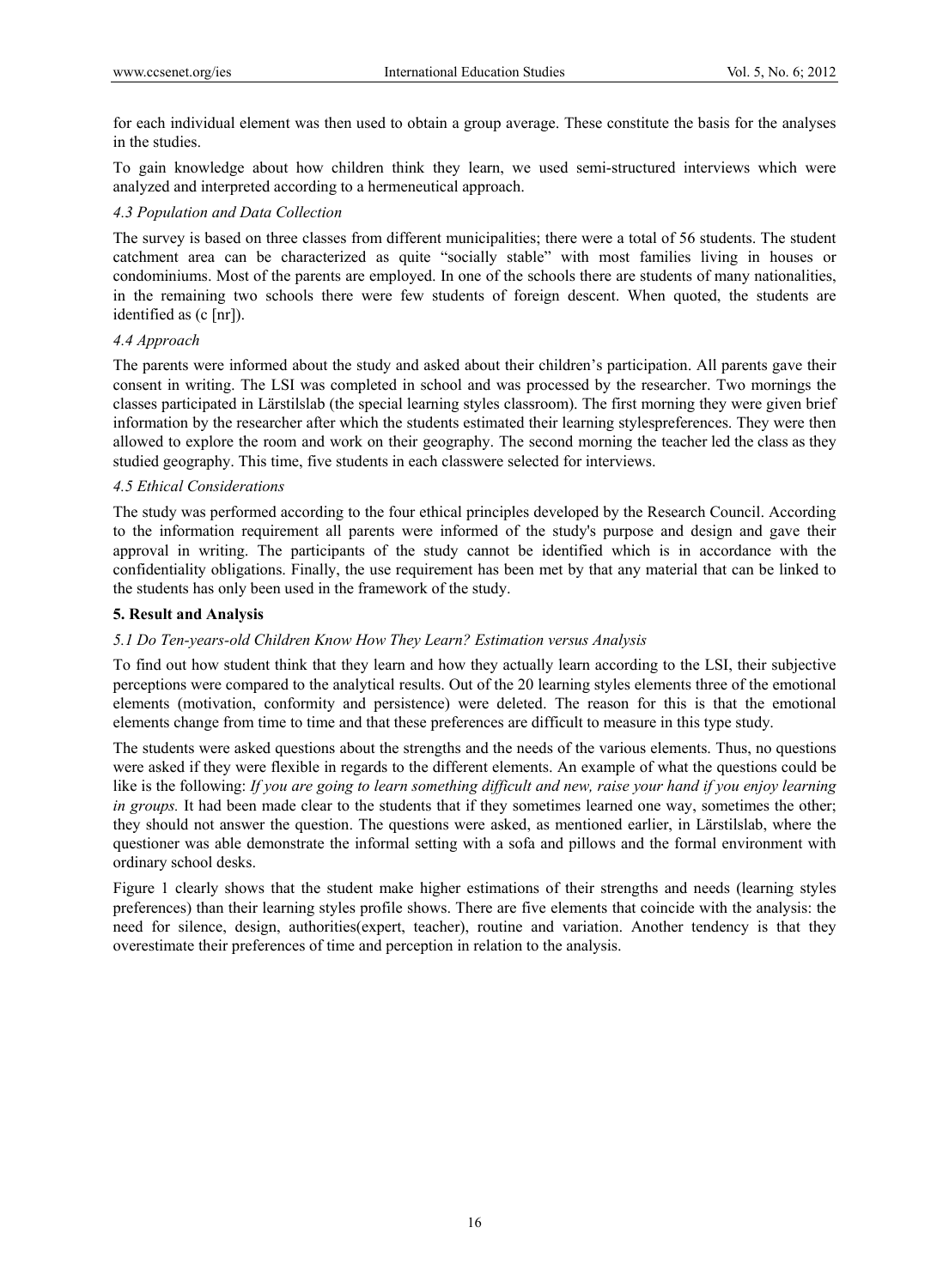for each individual element was then used to obtain a group average. These constitute the basis for the analyses in the studies.

To gain knowledge about how children think they learn, we used semi-structured interviews which were analyzed and interpreted according to a hermeneutical approach.

### *4.3 Population and Data Collection*

The survey is based on three classes from different municipalities; there were a total of 56 students. The student catchment area can be characterized as quite "socially stable" with most families living in houses or condominiums. Most of the parents are employed. In one of the schools there are students of many nationalities, in the remaining two schools there were few students of foreign descent. When quoted, the students are identified as (c [nr]).

### *4.4 Approach*

The parents were informed about the study and asked about their children's participation. All parents gave their consent in writing. The LSI was completed in school and was processed by the researcher. Two mornings the classes participated in Lärstilslab (the special learning styles classroom). The first morning they were given brief information by the researcher after which the students estimated their learning stylespreferences. They were then allowed to explore the room and work on their geography. The second morning the teacher led the class as they studied geography. This time, five students in each classwere selected for interviews.

### *4.5 Ethical Considerations*

The study was performed according to the four ethical principles developed by the Research Council. According to the information requirement all parents were informed of the study's purpose and design and gave their approval in writing. The participants of the study cannot be identified which is in accordance with the confidentiality obligations. Finally, the use requirement has been met by that any material that can be linked to the students has only been used in the framework of the study.

## **5. Result and Analysis**

### *5.1 Do Ten-years-old Children Know How They Learn? Estimation versus Analysis*

To find out how student think that they learn and how they actually learn according to the LSI, their subjective perceptions were compared to the analytical results. Out of the 20 learning styles elements three of the emotional elements (motivation, conformity and persistence) were deleted. The reason for this is that the emotional elements change from time to time and that these preferences are difficult to measure in this type study.

The students were asked questions about the strengths and the needs of the various elements. Thus, no questions were asked if they were flexible in regards to the different elements. An example of what the questions could be like is the following: *If you are going to learn something difficult and new, raise your hand if you enjoy learning in groups.* It had been made clear to the students that if they sometimes learned one way, sometimes the other; they should not answer the question. The questions were asked, as mentioned earlier, in Lärstilslab, where the questioner was able demonstrate the informal setting with a sofa and pillows and the formal environment with ordinary school desks.

Figure 1 clearly shows that the student make higher estimations of their strengths and needs (learning styles preferences) than their learning styles profile shows. There are five elements that coincide with the analysis: the need for silence, design, authorities(expert, teacher), routine and variation. Another tendency is that they overestimate their preferences of time and perception in relation to the analysis.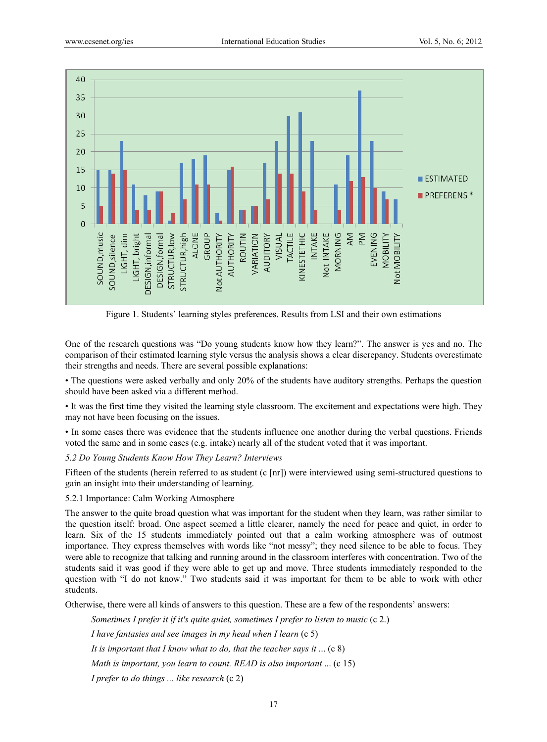Figure 1. Students' learning styles preferences. Results from LSI and their own estimations

One of the research questions was "Do young students know how they learn?". The answer is yes and no. The comparison of their estimated learning style versus the analysis shows a clear discrepancy. Students overestimate their strengths and needs. There are several possible explanations:

- The questions were asked verbally and only 20% of the students have auditory strengths. Perhaps the question should have been asked via a different method.
- It was the first time they visited the learning style classroom. The excitement and expectations were high. They may not have been focusing on the issues.
- In some cases there was evidence that the students influence one another during the verbal questions. Friends voted the same and in some cases (e.g. intake) nearly all of the student voted that it was important.

### *5.2 Do Young Students Know How They Learn? Interviews*

Fifteen of the students (herein referred to as student (c [nr]) were interviewed using semi-structured questions to gain an insight into their understanding of learning.

#### 5.2.1 Importance: Calm Working Atmosphere

The answer to the quite broad question what was important for the student when they learn, was rather similar to the question itself: broad. One aspect seemed a little clearer, namely the need for peace and quiet, in order to learn. Six of the 15 students immediately pointed out that a calm working atmosphere was of outmost importance. They express themselves with words like "not messy"; they need silence to be able to focus. They were able to recognize that talking and running around in the classroom interferes with concentration. Two of the students said it was good if they were able to get up and move. Three students immediately responded to the question with "I do not know." Two students said it was important for them to be able to work with other students.

Otherwise, there were all kinds of answers to this question. These are a few of the respondents' answers:

> *Sometimes I prefer it if it's quite quiet, sometimes I prefer to listen to music* (c 2.)
>
> *I have fantasies and see images in my head when I learn* (c 5)
>
> *It is important that I know what to do, that the teacher says it ...* (c 8)
>
> *Math is important, you learn to count. READ is also important ...* (c 15)
>
> *I prefer to do things ... like research* (c 2)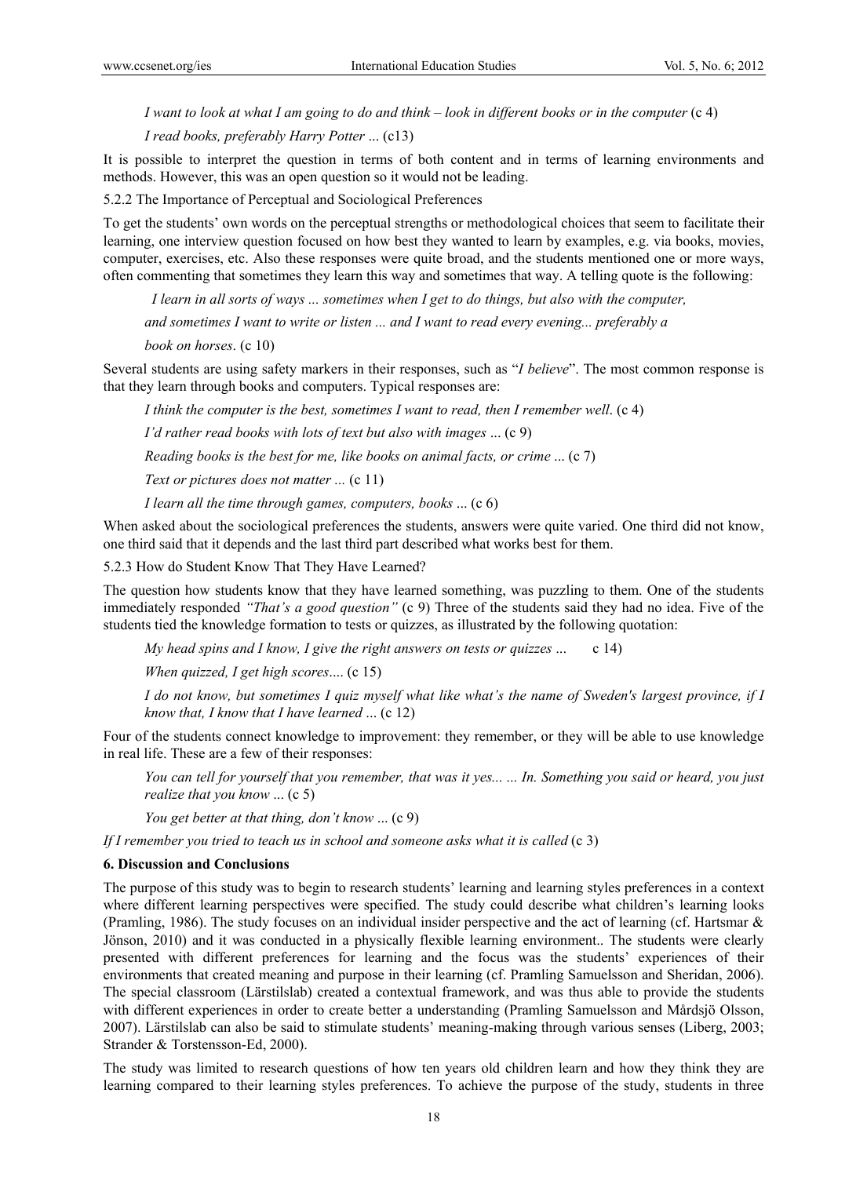*I want to look at what I am going to do and think – look in different books or in the computer* (c 4)

*I read books, preferably Harry Potter* ... (c13)

It is possible to interpret the question in terms of both content and in terms of learning environments and methods. However, this was an open question so it would not be leading.

5.2.2 The Importance of Perceptual and Sociological Preferences

To get the students' own words on the perceptual strengths or methodological choices that seem to facilitate their learning, one interview question focused on how best they wanted to learn by examples, e.g. via books, movies, computer, exercises, etc. Also these responses were quite broad, and the students mentioned one or more ways, often commenting that sometimes they learn this way and sometimes that way. A telling quote is the following:

> *I learn in all sorts of ways ... sometimes when I get to do things, but also with the computer, and sometimes I want to write or listen ... and I want to read every evening... preferably a book on horses*. (c 10)

Several students are using safety markers in their responses, such as "*I believe*". The most common response is that they learn through books and computers. Typical responses are:

*I think the computer is the best, sometimes I want to read, then I remember well*. (c 4)

*I'd rather read books with lots of text but also with images* ... (c 9)

*Reading books is the best for me, like books on animal facts, or crime* ... (c 7)

*Text or pictures does not matter ...* (c 11)

*I learn all the time through games, computers, books* ... (c 6)

When asked about the sociological preferences the students, answers were quite varied. One third did not know, one third said that it depends and the last third part described what works best for them.

5.2.3 How do Student Know That They Have Learned?

The question how students know that they have learned something, was puzzling to them. One of the students immediately responded *"That's a good question"* (c 9) Three of the students said they had no idea. Five of the students tied the knowledge formation to tests or quizzes, as illustrated by the following quotation:

*My head spins and I know, I give the right answers on tests or quizzes* ... c 14)

*When quizzed, I get high scores*.... (c 15)

*I do not know, but sometimes I quiz myself what like what's the name of Sweden's largest province, if I know that, I know that I have learned* ... (c 12)

Four of the students connect knowledge to improvement: they remember, or they will be able to use knowledge in real life. These are a few of their responses:

*You can tell for yourself that you remember, that was it yes... ... In. Something you said or heard, you just realize that you know* ... (c 5)

*You get better at that thing, don't know* ... (c 9)

*If I remember you tried to teach us in school and someone asks what it is called* (c 3)

## 6. Discussion and Conclusions

The purpose of this study was to begin to research students' learning and learning styles preferences in a context where different learning perspectives were specified. The study could describe what children's learning looks (Pramling, 1986). The study focuses on an individual insider perspective and the act of learning (cf. Hartsmar & Jönson, 2010) and it was conducted in a physically flexible learning environment.. The students were clearly presented with different preferences for learning and the focus was the students' experiences of their environments that created meaning and purpose in their learning (cf. Pramling Samuelsson and Sheridan, 2006). The special classroom (Lärstilslab) created a contextual framework, and was thus able to provide the students with different experiences in order to create better a understanding (Pramling Samuelsson and Mårdsjö Olsson, 2007). Lärstilslab can also be said to stimulate students' meaning-making through various senses (Liberg, 2003; Strander & Torstensson-Ed, 2000).

The study was limited to research questions of how ten years old children learn and how they think they are learning compared to their learning styles preferences. To achieve the purpose of the study, students in three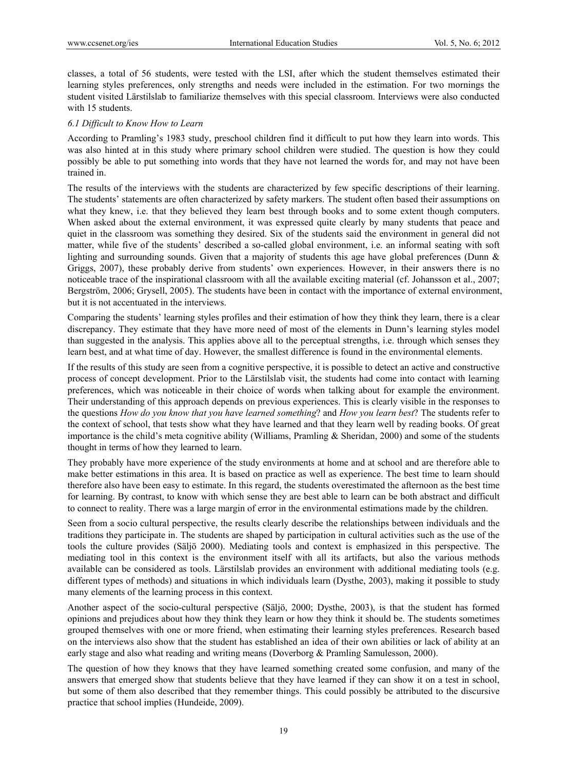classes, a total of 56 students, were tested with the LSI, after which the student themselves estimated their learning styles preferences, only strengths and needs were included in the estimation. For two mornings the student visited Lärstilslab to familiarize themselves with this special classroom. Interviews were also conducted with 15 students.

### *6.1 Difficult to Know How to Learn*

According to Pramling's 1983 study, preschool children find it difficult to put how they learn into words. This was also hinted at in this study where primary school children were studied. The question is how they could possibly be able to put something into words that they have not learned the words for, and may not have been trained in.

The results of the interviews with the students are characterized by few specific descriptions of their learning. The students' statements are often characterized by safety markers. The student often based their assumptions on what they knew, i.e. that they believed they learn best through books and to some extent though computers. When asked about the external environment, it was expressed quite clearly by many students that peace and quiet in the classroom was something they desired. Six of the students said the environment in general did not matter, while five of the students' described a so-called global environment, i.e. an informal seating with soft lighting and surrounding sounds. Given that a majority of students this age have global preferences (Dunn & Griggs, 2007), these probably derive from students' own experiences. However, in their answers there is no noticeable trace of the inspirational classroom with all the available exciting material (cf. Johansson et al., 2007; Bergström, 2006; Grysell, 2005). The students have been in contact with the importance of external environment, but it is not accentuated in the interviews.

Comparing the students' learning styles profiles and their estimation of how they think they learn, there is a clear discrepancy. They estimate that they have more need of most of the elements in Dunn's learning styles model than suggested in the analysis. This applies above all to the perceptual strengths, i.e. through which senses they learn best, and at what time of day. However, the smallest difference is found in the environmental elements.

If the results of this study are seen from a cognitive perspective, it is possible to detect an active and constructive process of concept development. Prior to the Lärstilslab visit, the students had come into contact with learning preferences, which was noticeable in their choice of words when talking about for example the environment. Their understanding of this approach depends on previous experiences. This is clearly visible in the responses to the questions *How do you know that you have learned something*? and *How you learn best*? The students refer to the context of school, that tests show what they have learned and that they learn well by reading books. Of great importance is the child's meta cognitive ability (Williams, Pramling & Sheridan, 2000) and some of the students thought in terms of how they learned to learn.

They probably have more experience of the study environments at home and at school and are therefore able to make better estimations in this area. It is based on practice as well as experience. The best time to learn should therefore also have been easy to estimate. In this regard, the students overestimated the afternoon as the best time for learning. By contrast, to know with which sense they are best able to learn can be both abstract and difficult to connect to reality. There was a large margin of error in the environmental estimations made by the children.

Seen from a socio cultural perspective, the results clearly describe the relationships between individuals and the traditions they participate in. The students are shaped by participation in cultural activities such as the use of the tools the culture provides (Säljö 2000). Mediating tools and context is emphasized in this perspective. The mediating tool in this context is the environment itself with all its artifacts, but also the various methods available can be considered as tools. Lärstilslab provides an environment with additional mediating tools (e.g. different types of methods) and situations in which individuals learn (Dysthe, 2003), making it possible to study many elements of the learning process in this context.

Another aspect of the socio-cultural perspective (Säljö, 2000; Dysthe, 2003), is that the student has formed opinions and prejudices about how they think they learn or how they think it should be. The students sometimes grouped themselves with one or more friend, when estimating their learning styles preferences. Research based on the interviews also show that the student has established an idea of their own abilities or lack of ability at an early stage and also what reading and writing means (Doverborg & Pramling Samulesson, 2000).

The question of how they knows that they have learned something created some confusion, and many of the answers that emerged show that students believe that they have learned if they can show it on a test in school, but some of them also described that they remember things. This could possibly be attributed to the discursive practice that school implies (Hundeide, 2009).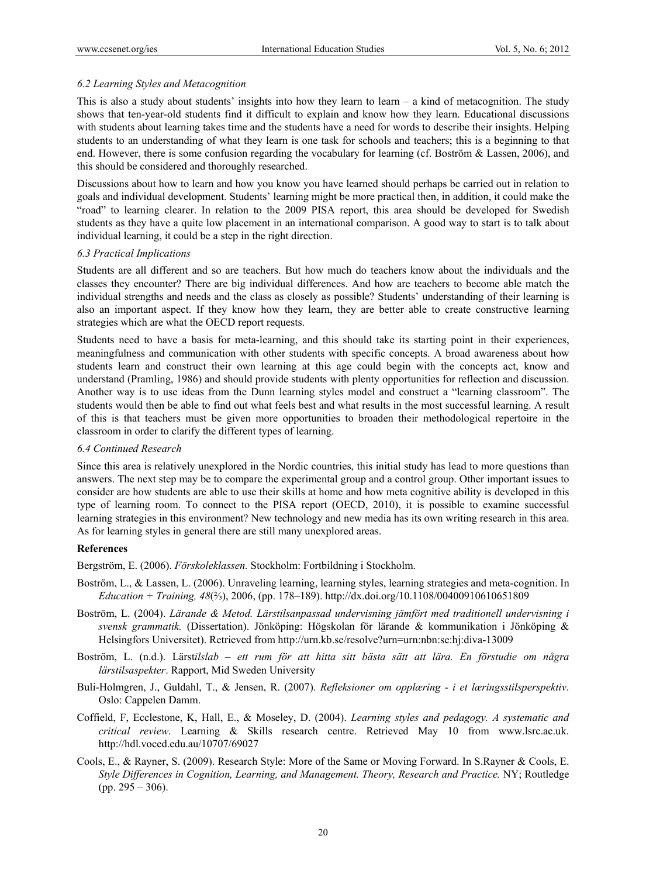### *6.2 Learning Styles and Metacognition*

This is also a study about students' insights into how they learn to learn – a kind of metacognition. The study shows that ten-year-old students find it difficult to explain and know how they learn. Educational discussions with students about learning takes time and the students have a need for words to describe their insights. Helping students to an understanding of what they learn is one task for schools and teachers; this is a beginning to that end. However, there is some confusion regarding the vocabulary for learning (cf. Boström & Lassen, 2006), and this should be considered and thoroughly researched.

Discussions about how to learn and how you know you have learned should perhaps be carried out in relation to goals and individual development. Students' learning might be more practical then, in addition, it could make the "road" to learning clearer. In relation to the 2009 PISA report, this area should be developed for Swedish students as they have a quite low placement in an international comparison. A good way to start is to talk about individual learning, it could be a step in the right direction.

### *6.3 Practical Implications*

Students are all different and so are teachers. But how much do teachers know about the individuals and the classes they encounter? There are big individual differences. And how are teachers to become able match the individual strengths and needs and the class as closely as possible? Students' understanding of their learning is also an important aspect. If they know how they learn, they are better able to create constructive learning strategies which are what the OECD report requests.

Students need to have a basis for meta-learning, and this should take its starting point in their experiences, meaningfulness and communication with other students with specific concepts. A broad awareness about how students learn and construct their own learning at this age could begin with the concepts act, know and understand (Pramling, 1986) and should provide students with plenty opportunities for reflection and discussion. Another way is to use ideas from the Dunn learning styles model and construct a "learning classroom". The students would then be able to find out what feels best and what results in the most successful learning. A result of this is that teachers must be given more opportunities to broaden their methodological repertoire in the classroom in order to clarify the different types of learning.

### *6.4 Continued Research*

Since this area is relatively unexplored in the Nordic countries, this initial study has lead to more questions than answers. The next step may be to compare the experimental group and a control group. Other important issues to consider are how students are able to use their skills at home and how meta cognitive ability is developed in this type of learning room. To connect to the PISA report (OECD, 2010), it is possible to examine successful learning strategies in this environment? New technology and new media has its own writing research in this area. As for learning styles in general there are still many unexplored areas.

## **References**

Bergström, E. (2006). *Förskoleklassen.* Stockholm: Fortbildning i Stockholm.

Boström, L., & Lassen, L. (2006). Unraveling learning, learning styles, learning strategies and meta-cognition. In *Education + Training, 48*(⅔), 2006, (pp. 178–189). http://dx.doi.org/10.1108/00400910610651809

Boström, L. (2004). *Lärande & Metod. Lärstilsanpassad undervisning jämfört med traditionell undervisning i svensk grammatik.* (Dissertation). Jönköping: Högskolan för lärande & kommunikation i Jönköping & Helsingfors Universitet). Retrieved from http://urn.kb.se/resolve?urn=urn:nbn:se:hj:diva-13009

Boström, L. (n.d.). Lärst*ilslab – ett rum för att hitta sitt bästa sätt att lära. En förstudie om några lärstilsaspekter*. Rapport, Mid Sweden University

Buli-Holmgren, J., Guldahl, T., & Jensen, R. (2007). *Refleksioner om opplæring - i et læringsstilsperspektiv*. Oslo: Cappelen Damm.

Coffield, F, Ecclestone, K, Hall, E., & Moseley, D. (2004). *Learning styles and pedagogy. A systematic and critical review*. Learning & Skills research centre. Retrieved May 10 from www.lsrc.ac.uk. http://hdl.voced.edu.au/10707/69027

Cools, E., & Rayner, S. (2009). Research Style: More of the Same or Moving Forward. In S.Rayner & Cools, E. *Style Differences in Cognition, Learning, and Management. Theory, Research and Practice.* NY; Routledge (pp. 295 – 306).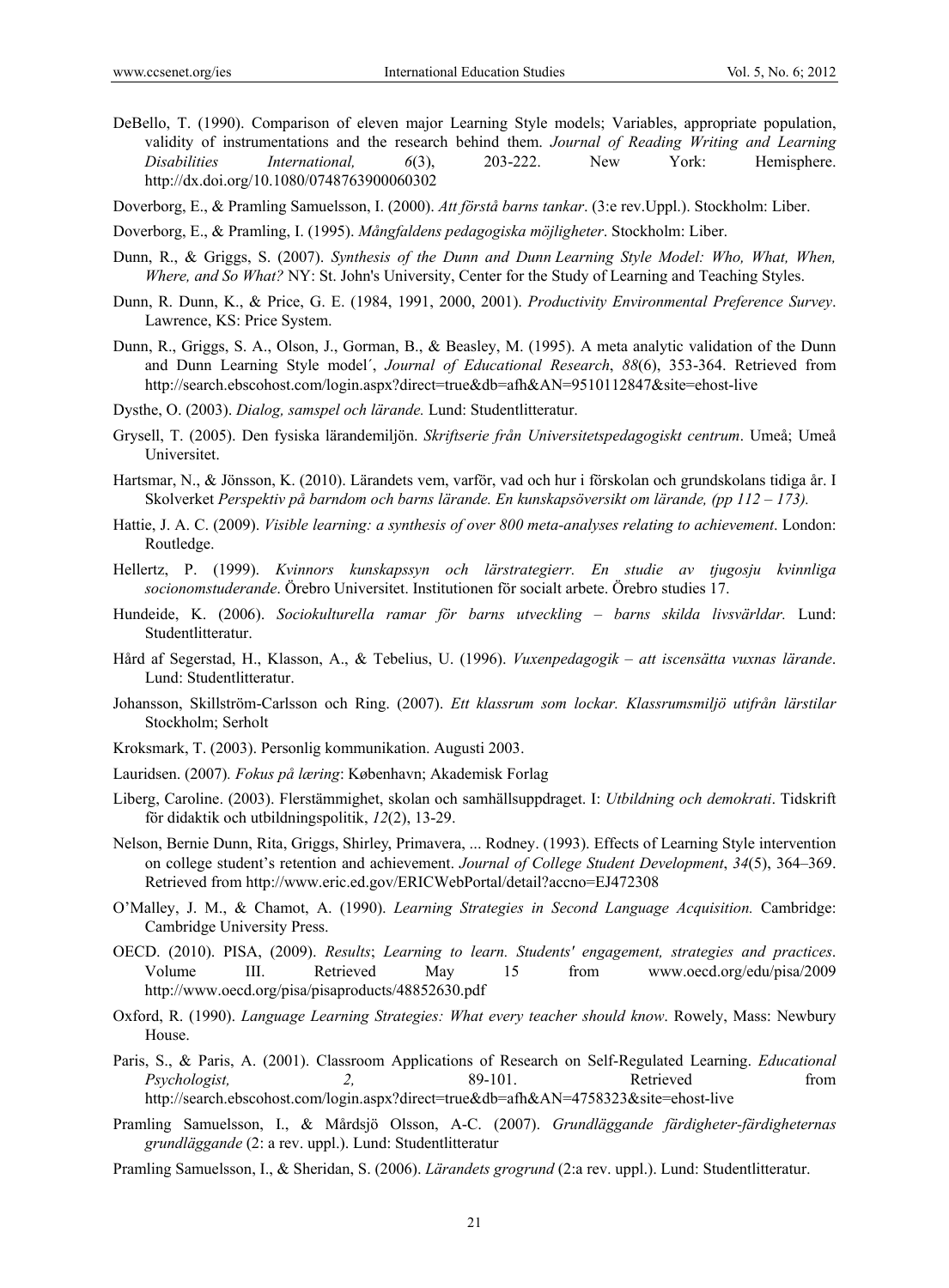DeBello, T. (1990). Comparison of eleven major Learning Style models; Variables, appropriate population, validity of instrumentations and the research behind them. *Journal of Reading Writing and Learning Disabilities International, 6*(3), 203-222. New York: Hemisphere. http://dx.doi.org/10.1080/0748763900060302

Doverborg, E., & Pramling Samuelsson, I. (2000). *Att förstå barns tankar*. (3:e rev.Uppl.). Stockholm: Liber.

Doverborg, E., & Pramling, I. (1995). *Mångfaldens pedagogiska möjligheter*. Stockholm: Liber.

Dunn, R., & Griggs, S. (2007). *Synthesis of the Dunn and Dunn Learning Style Model: Who, What, When, Where, and So What?* NY: St. John's University, Center for the Study of Learning and Teaching Styles.

Dunn, R. Dunn, K., & Price, G. E. (1984, 1991, 2000, 2001). *Productivity Environmental Preference Survey*. Lawrence, KS: Price System.

Dunn, R., Griggs, S. A., Olson, J., Gorman, B., & Beasley, M. (1995). A meta analytic validation of the Dunn and Dunn Learning Style model´, *Journal of Educational Research*, *88*(6), 353-364. Retrieved from http://search.ebscohost.com/login.aspx?direct=true&db=afh&AN=9510112847&site=ehost-live

Dysthe, O. (2003). *Dialog, samspel och lärande.* Lund: Studentlitteratur.

Grysell, T. (2005). Den fysiska lärandemiljön. *Skriftserie från Universitetspedagogiskt centrum*. Umeå; Umeå Universitet.

Hartsmar, N., & Jönsson, K. (2010). Lärandets vem, varför, vad och hur i förskolan och grundskolans tidiga år. I Skolverket *Perspektiv på barndom och barns lärande. En kunskapsöversikt om lärande, (pp 112 – 173).*

Hattie, J. A. C. (2009). *Visible learning: a synthesis of over 800 meta-analyses relating to achievement*. London: Routledge.

Hellertz, P. (1999). *Kvinnors kunskapssyn och lärstrategierr. En studie av tjugosju kvinnliga socionomstuderande*. Örebro Universitet. Institutionen för socialt arbete. Örebro studies 17.

Hundeide, K. (2006). *Sociokulturella ramar för barns utveckling – barns skilda livsvärldar.* Lund: Studentlitteratur.

Hård af Segerstad, H., Klasson, A., & Tebelius, U. (1996). *Vuxenpedagogik – att iscensätta vuxnas lärande*. Lund: Studentlitteratur.

Johansson, Skillström-Carlsson och Ring. (2007). *Ett klassrum som lockar. Klassrumsmiljö utifrån lärstilar* Stockholm; Serholt

Kroksmark, T. (2003). Personlig kommunikation. Augusti 2003.

Lauridsen. (2007). *Fokus på læring*: København; Akademisk Forlag

Liberg, Caroline. (2003). Flerstämmighet, skolan och samhällsuppdraget. I: *Utbildning och demokrati*. Tidskrift för didaktik och utbildningspolitik, *12*(2), 13-29.

Nelson, Bernie Dunn, Rita, Griggs, Shirley, Primavera, ... Rodney. (1993). Effects of Learning Style intervention on college student's retention and achievement. *Journal of College Student Development*, *34*(5), 364–369. Retrieved from http://www.eric.ed.gov/ERICWebPortal/detail?accno=EJ472308

O'Malley, J. M., & Chamot, A. (1990). *Learning Strategies in Second Language Acquisition.* Cambridge: Cambridge University Press.

OECD. (2010). PISA, (2009). *Results*; *Learning to learn. Students' engagement, strategies and practices*. Volume III. Retrieved May 15 from www.oecd.org/edu/pisa/2009 http://www.oecd.org/pisa/pisaproducts/48852630.pdf

Oxford, R. (1990). *Language Learning Strategies: What every teacher should know*. Rowely, Mass: Newbury House.

Paris, S., & Paris, A. (2001). Classroom Applications of Research on Self-Regulated Learning. *Educational Psychologist, 2,* 89-101. Retrieved from http://search.ebscohost.com/login.aspx?direct=true&db=afh&AN=4758323&site=ehost-live

Pramling Samuelsson, I., & Mårdsjö Olsson, A-C. (2007). *Grundläggande färdigheter-färdigheternas grundläggande* (2: a rev. uppl.). Lund: Studentlitteratur

Pramling Samuelsson, I., & Sheridan, S. (2006). *Lärandets grogrund* (2:a rev. uppl.). Lund: Studentlitteratur.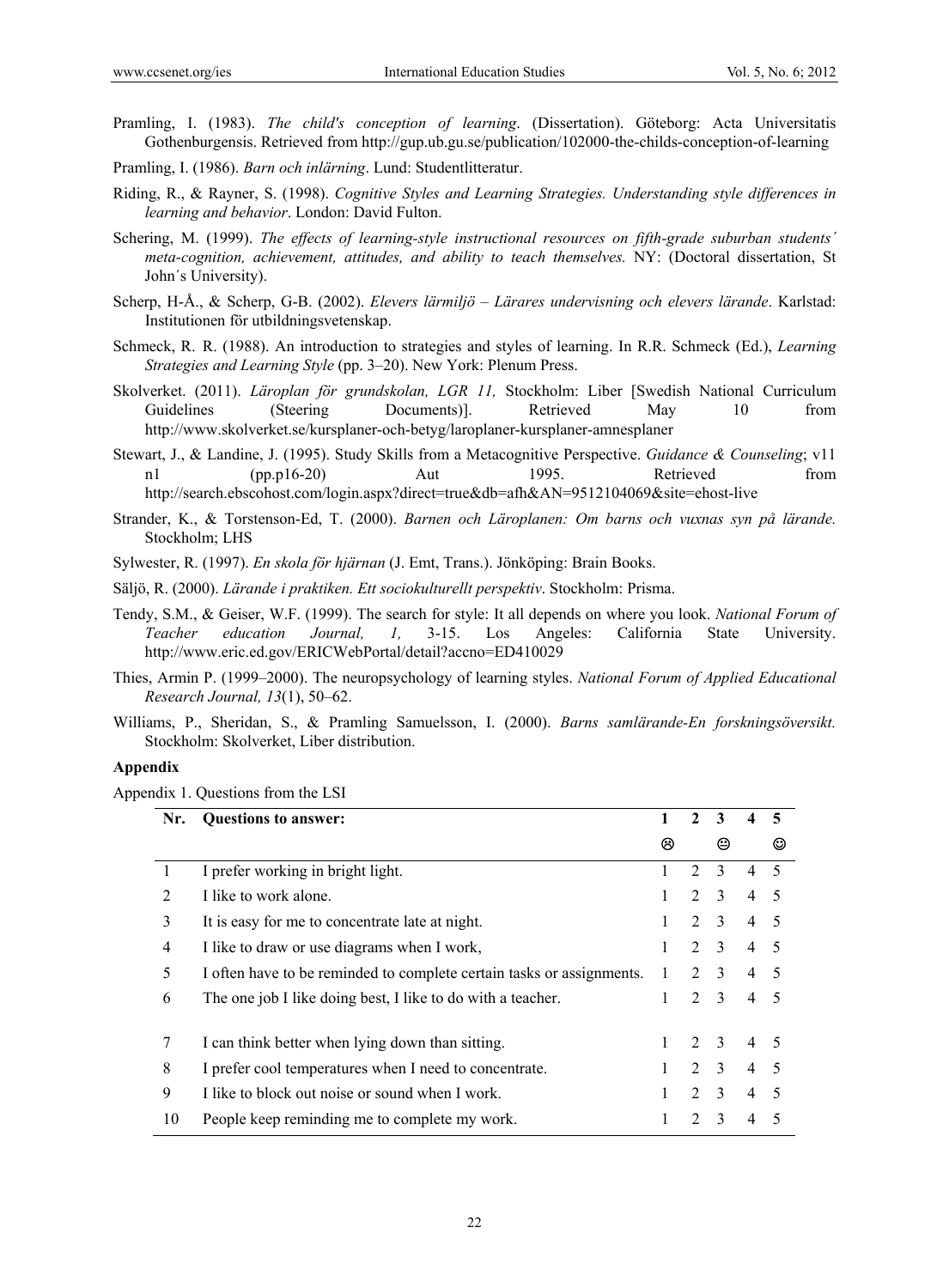Pramling, I. (1983). *The child's conception of learning*. (Dissertation). Göteborg: Acta Universitatis Gothenburgensis. Retrieved from http://gup.ub.gu.se/publication/102000-the-childs-conception-of-learning

Pramling, I. (1986). *Barn och inlärning*. Lund: Studentlitteratur.

Riding, R., & Rayner, S. (1998). *Cognitive Styles and Learning Strategies. Understanding style differences in learning and behavior*. London: David Fulton.

Schering, M. (1999). *The effects of learning-style instructional resources on fifth-grade suburban students´ meta-cognition, achievement, attitudes, and ability to teach themselves.* NY: (Doctoral dissertation, St John´s University).

Scherp, H-Å., & Scherp, G-B. (2002). *Elevers lärmiljö – Lärares undervisning och elevers lärande*. Karlstad: Institutionen för utbildningsvetenskap.

Schmeck, R. R. (1988). An introduction to strategies and styles of learning. In R.R. Schmeck (Ed.), *Learning Strategies and Learning Style* (pp. 3–20). New York: Plenum Press.

Skolverket. (2011). *Läroplan för grundskolan, LGR 11,* Stockholm: Liber [Swedish National Curriculum Guidelines (Steering Documents)]. Retrieved May 10 from http://www.skolverket.se/kursplaner-och-betyg/laroplaner-kursplaner-amnesplaner

Stewart, J., & Landine, J. (1995). Study Skills from a Metacognitive Perspective. *Guidance & Counseling*; v11 n1 (pp.p16-20) Aut 1995. Retrieved from http://search.ebscohost.com/login.aspx?direct=true&db=afh&AN=9512104069&site=ehost-live

Strander, K., & Torstenson-Ed, T. (2000). *Barnen och Läroplanen: Om barns och vuxnas syn på lärande.* Stockholm; LHS

Sylwester, R. (1997). *En skola för hjärnan* (J. Emt, Trans.). Jönköping: Brain Books.

Säljö, R. (2000). *Lärande i praktiken. Ett sociokulturellt perspektiv*. Stockholm: Prisma.

Tendy, S.M., & Geiser, W.F. (1999). The search for style: It all depends on where you look. *National Forum of Teacher education Journal, 1,* 3-15. Los Angeles: California State University. http://www.eric.ed.gov/ERICWebPortal/detail?accno=ED410029

Thies, Armin P. (1999–2000). The neuropsychology of learning styles. *National Forum of Applied Educational Research Journal, 13*(1), 50–62.

Williams, P., Sheridan, S., & Pramling Samuelsson, I. (2000). *Barns samlärande-En forskningsöversikt.* Stockholm: Skolverket, Liber distribution.

## Appendix

Appendix 1. Questions from the LSI

| Nr. | Questions to answer: | 1 ☹ | 2 | 3 😐 | 4 | 5 ☺ |
|---|---|---|---|---|---|---|
| 1 | I prefer working in bright light. | 1 | 2 | 3 | 4 | 5 |
| 2 | I like to work alone. | 1 | 2 | 3 | 4 | 5 |
| 3 | It is easy for me to concentrate late at night. | 1 | 2 | 3 | 4 | 5 |
| 4 | I like to draw or use diagrams when I work, | 1 | 2 | 3 | 4 | 5 |
| 5 | I often have to be reminded to complete certain tasks or assignments. | 1 | 2 | 3 | 4 | 5 |
| 6 | The one job I like doing best, I like to do with a teacher. | 1 | 2 | 3 | 4 | 5 |
| 7 | I can think better when lying down than sitting. | 1 | 2 | 3 | 4 | 5 |
| 8 | I prefer cool temperatures when I need to concentrate. | 1 | 2 | 3 | 4 | 5 |
| 9 | I like to block out noise or sound when I work. | 1 | 2 | 3 | 4 | 5 |
| 10 | People keep reminding me to complete my work. | 1 | 2 | 3 | 4 | 5 |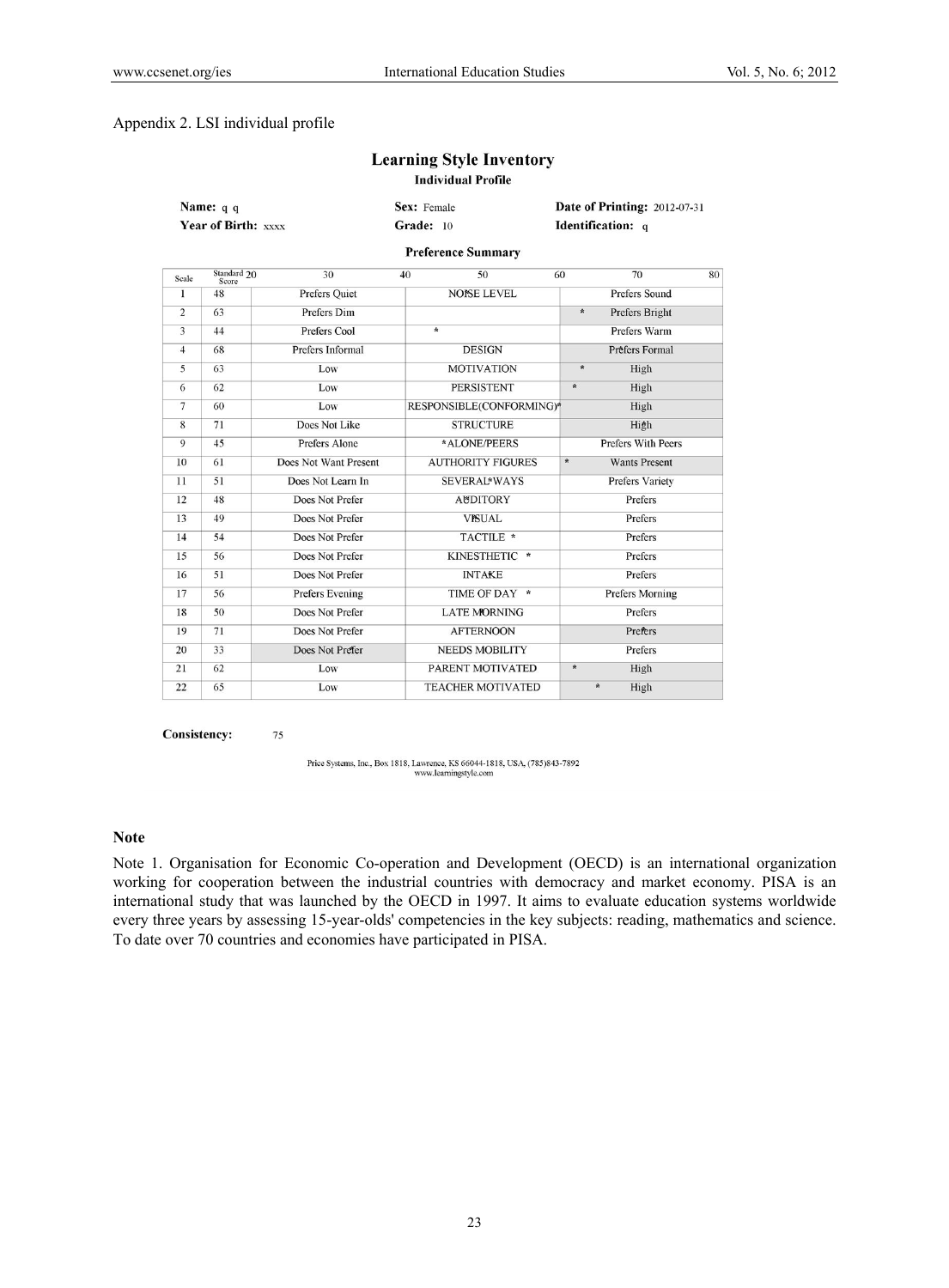Appendix 2. LSI individual profile

## Learning Style Inventory

### Individual Profile

**Name:** q q **Sex:** Female **Date of Printing:** 2012-07-31

**Year of Birth:** xxxx **Grade:** 10 **Identification:** q

**Preference Summary**

| Scale | Standard Score | 20 30 40 | 40 50 60 | 60 70 80 |
|---|---|---|---|---|
| 1 | 48 | Prefers Quiet | NO*SE LEVEL | Prefers Sound |
| 2 | 63 | Prefers Dim | | * Prefers Bright |
| 3 | 44 | Prefers Cool | * | Prefers Warm |
| 4 | 68 | Prefers Informal | DESIGN | Pr*efers Formal |
| 5 | 63 | Low | MOTIVATION | * High |
| 6 | 62 | Low | PERSISTENT | * High |
| 7 | 60 | Low | RESPONSIBLE(CONFORMING)* | High |
| 8 | 71 | Does Not Like | STRUCTURE | Hi*gh |
| 9 | 45 | Prefers Alone | *ALONE/PEERS | Prefers With Peers |
| 10 | 61 | Does Not Want Present | AUTHORITY FIGURES | * Wants Present |
| 11 | 51 | Does Not Learn In | SEVERAL*WAYS | Prefers Variety |
| 12 | 48 | Does Not Prefer | AU*DITORY | Prefers |
| 13 | 49 | Does Not Prefer | VI*SUAL | Prefers |
| 14 | 54 | Does Not Prefer | TACTILE * | Prefers |
| 15 | 56 | Does Not Prefer | KINESTHETIC * | Prefers |
| 16 | 51 | Does Not Prefer | INTA*KE | Prefers |
| 17 | 56 | Prefers Evening | TIME OF DAY * | Prefers Morning |
| 18 | 50 | Does Not Prefer | LATE M*ORNING | Prefers |
| 19 | 71 | Does Not Prefer | AFTERNOON | Pref*ers |
| 20 | 33 | Does Not Pre*fer | NEEDS MOBILITY | Prefers |
| 21 | 62 | Low | PARENT MOTIVATED | * High |
| 22 | 65 | Low | TEACHER MOTIVATED | * High |

**Consistency:** 75

Price Systems, Inc., Box 1818, Lawrence, KS 66044-1818, USA, (785)843-7892
www.learningstyle.com

## Note

Note 1. Organisation for Economic Co-operation and Development (OECD) is an international organization working for cooperation between the industrial countries with democracy and market economy. PISA is an international study that was launched by the OECD in 1997. It aims to evaluate education systems worldwide every three years by assessing 15-year-olds' competencies in the key subjects: reading, mathematics and science. To date over 70 countries and economies have participated in PISA.